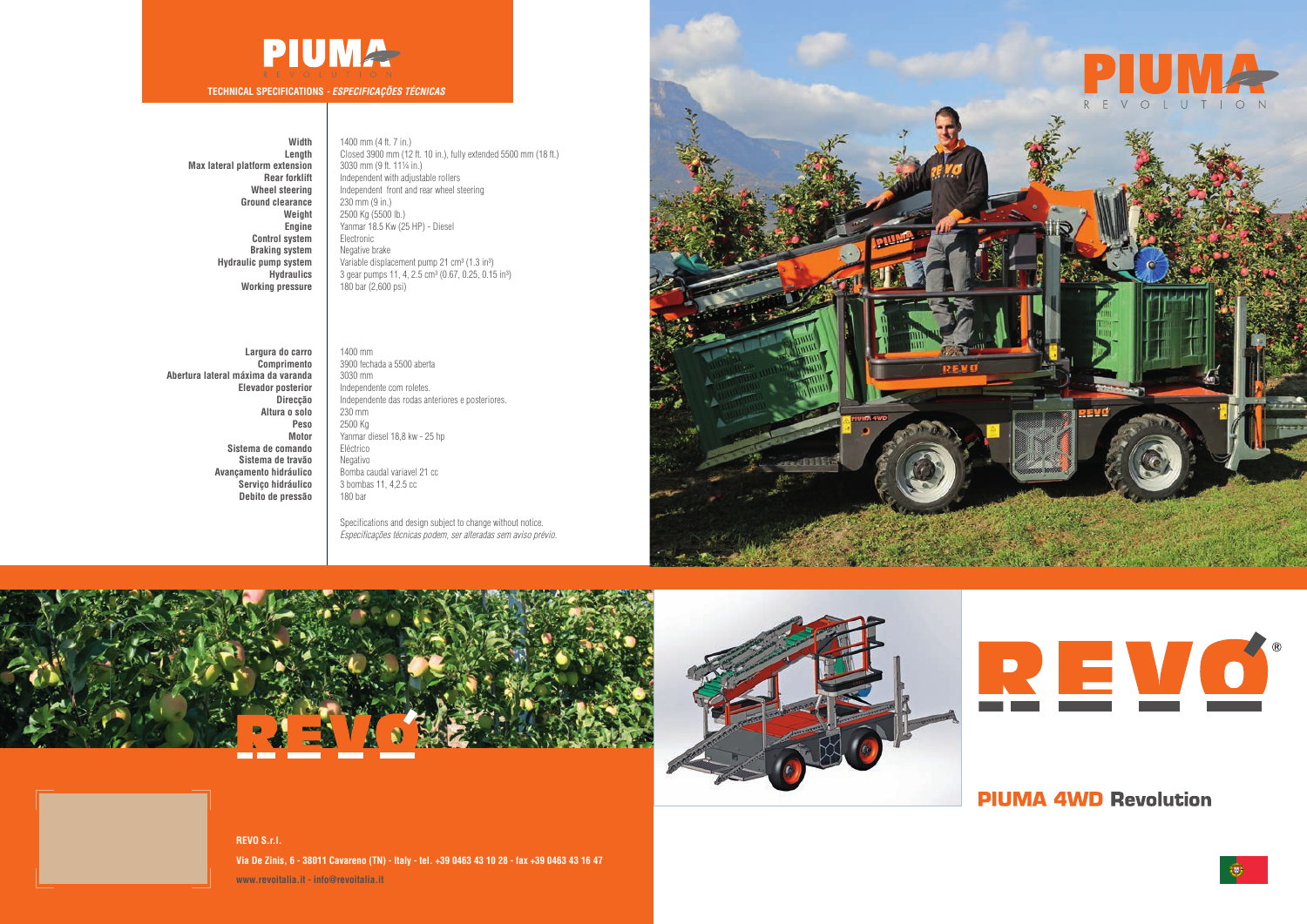# PIUMA REVOLUTION

## TECHNICAL SPECIFICATIONS - *ESPECIFICAÇÕES TÉCNICAS*

| | |
|---|---|
| **Width** | 1400 mm (4 ft. 7 in.) |
| **Length** | Closed 3900 mm (12 ft. 10 in.), fully extended 5500 mm (18 ft.) |
| **Max lateral platform extension** | 3030 mm (9 ft. 11¼ in.) |
| **Rear forklift** | Independent with adjustable rollers |
| **Wheel steering** | Independent front and rear wheel steering |
| **Ground clearance** | 230 mm (9 in.) |
| **Weight** | 2500 Kg (5500 lb.) |
| **Engine** | Yanmar 18.5 Kw (25 HP) - Diesel |
| **Control system** | Electronic |
| **Braking system** | Negative brake |
| **Hydraulic pump system** | Variable displacement pump 21 cm³ (1.3 in³) |
| **Hydraulics** | 3 gear pumps 11, 4, 2.5 cm³ (0.67, 0.25, 0.15 in³) |
| **Working pressure** | 180 bar (2,600 psi) |

| | |
|---|---|
| **Largura do carro** | 1400 mm |
| **Comprimento** | 3900 fechada a 5500 aberta |
| **Abertura lateral máxima da varanda** | 3030 mm |
| **Elevador posterior** | Independente com roletes. |
| **Direcção** | Independente das rodas anteriores e posteriores. |
| **Altura o solo** | 230 mm |
| **Peso** | 2500 Kg |
| **Motor** | Yanmar diesel 18,8 kw - 25 hp |
| **Sistema de comando** | Eléctrico |
| **Sistema de travão** | Negativo |
| **Avançamento hidráulico** | Bomba caudal variavel 21 cc |
| **Serviço hidráulico** | 3 bombas 11, 4,2.5 cc |
| **Debito de pressão** | 180 bar |

Specifications and design subject to change without notice.
*Especificações técnicas podem, ser alteradas sem aviso prévio.*

# REVO®

## PIUMA 4WD Revolution

**REVO S.r.l.**

**Via De Zinis, 6 - 38011 Cavareno (TN) - Italy - tel. +39 0463 43 10 28 - fax +39 0463 43 16 47**

**www.revoitalia.it - info@revoitalia.it**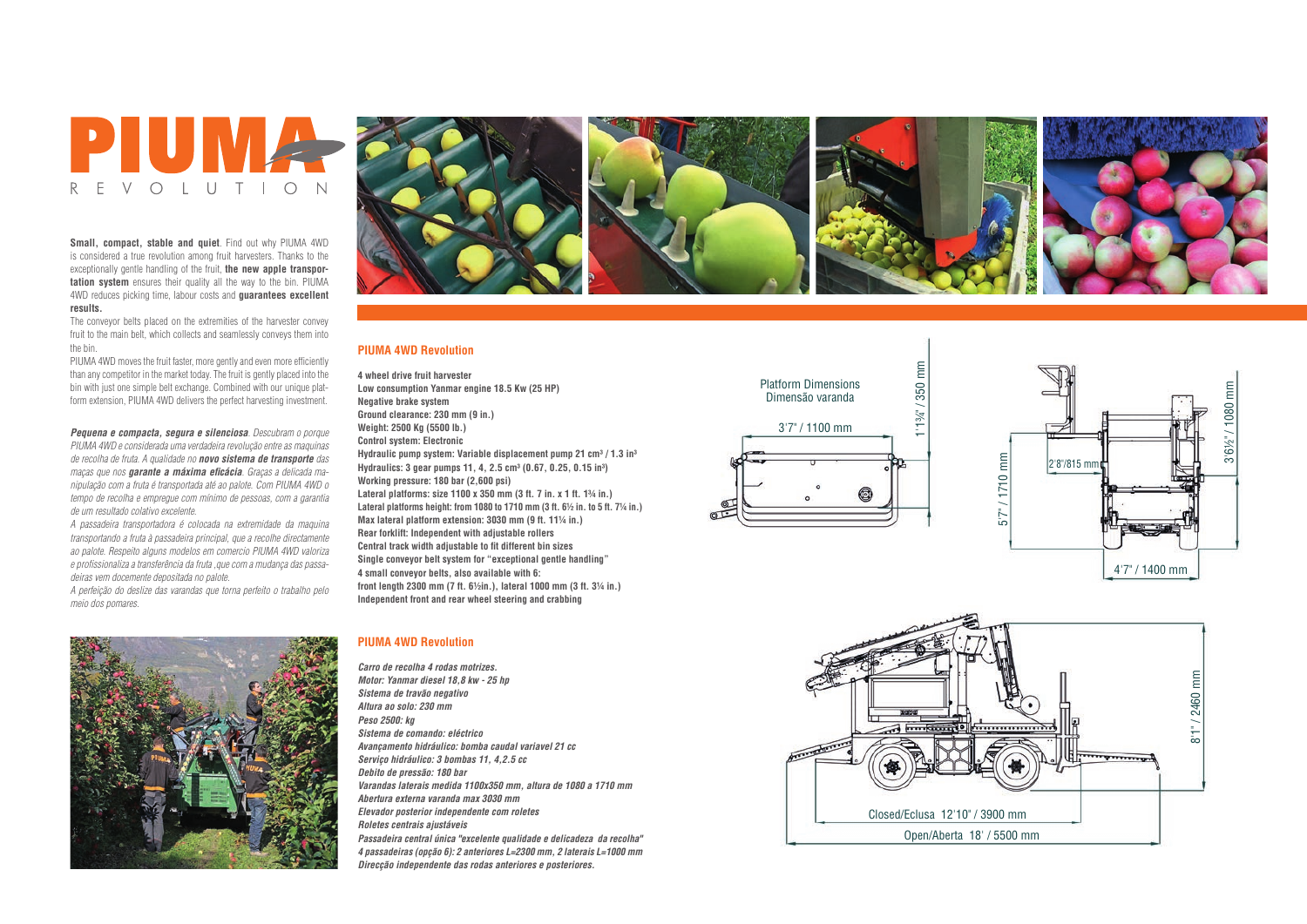# PIUMA

REVOLUTION

**Small, compact, stable and quiet**. Find out why PIUMA 4WD is considered a true revolution among fruit harvesters. Thanks to the exceptionally gentle handling of the fruit, **the new apple transportation system** ensures their quality all the way to the bin. PIUMA 4WD reduces picking time, labour costs and **guarantees excellent results.**

The conveyor belts placed on the extremities of the harvester convey fruit to the main belt, which collects and seamlessly conveys them into the bin.

PIUMA 4WD moves the fruit faster, more gently and even more efficiently than any competitor in the market today. The fruit is gently placed into the bin with just one simple belt exchange. Combined with our unique platform extension, PIUMA 4WD delivers the perfect harvesting investment.

***Pequena e compacta, segura e silenciosa****. Descubram o porque PIUMA 4WD e considerada uma verdadeira revolução entre as maquinas de recolha de fruta. A qualidade no* ***novo sistema de transporte*** *das maças que nos* ***garante a máxima eficácia****. Graças a delicada manipulação com a fruta é transportada até ao palote. Com PIUMA 4WD o tempo de recolha e empregue com mínimo de pessoas, com a garantia de um resultado colativo excelente.*

*A passadeira transportadora é colocada na extremidade da maquina transportando a fruta à passadeira principal, que a recolhe directamente ao palote. Respeito alguns modelos em comercio PIUMA 4WD valoriza e profissionaliza a transferência da fruta ,que com a mudança das passadeiras vem docemente depositada no palote.*

*A perfeição do deslize das varandas que torna perfeito o trabalho pelo meio dos pomares.*

## PIUMA 4WD Revolution

**4 wheel drive fruit harvester**
**Low consumption Yanmar engine 18.5 Kw (25 HP)**
**Negative brake system**
**Ground clearance: 230 mm (9 in.)**
**Weight: 2500 Kg (5500 lb.)**
**Control system: Electronic**
**Hydraulic pump system: Variable displacement pump 21 cm³ / 1.3 in³**
**Hydraulics: 3 gear pumps 11, 4, 2.5 cm³ (0.67, 0.25, 0.15 in³)**
**Working pressure: 180 bar (2,600 psi)**
**Lateral platforms: size 1100 x 350 mm (3 ft. 7 in. x 1 ft. 1¾ in.)**
**Lateral platforms height: from 1080 to 1710 mm (3 ft. 6½ in. to 5 ft. 7¼ in.)**
**Max lateral platform extension: 3030 mm (9 ft. 11¼ in.)**
**Rear forklift: Independent with adjustable rollers**
**Central track width adjustable to fit different bin sizes**
**Single conveyor belt system for "exceptional gentle handling"**
**4 small conveyor belts, also available with 6:**
**front length 2300 mm (7 ft. 6½in.), lateral 1000 mm (3 ft. 3¼ in.)**
**Independent front and rear wheel steering and crabbing**

Platform Dimensions
Dimensão varanda
3'7" / 1100 mm
1'1¾" / 350 mm

2'8"/815 mm
5'7" / 1710 mm
3'6½" / 1080 mm
4'7" / 1400 mm

## PIUMA 4WD Revolution

***Carro de recolha 4 rodas motrizes.***
***Motor: Yanmar diesel 18,8 kw - 25 hp***
***Sistema de travão negativo***
***Altura ao solo: 230 mm***
***Peso 2500: kg***
***Sistema de comando: eléctrico***
***Avançamento hidráulico: bomba caudal variavel 21 cc***
***Serviço hidráulico: 3 bombas 11, 4,2.5 cc***
***Debito de pressão: 180 bar***
***Varandas laterais medida 1100x350 mm, altura de 1080 a 1710 mm***
***Abertura externa varanda max 3030 mm***
***Elevador posterior independente com roletes***
***Roletes centrais ajustáveis***
***Passadeira central única "excelente qualidade e delicadeza da recolha"***
***4 passadeiras (opção 6): 2 anteriores L=2300 mm, 2 laterais L=1000 mm***
***Direcção independente das rodas anteriores e posteriores.***

8'1" / 2460 mm
Closed/Eclusa 12'10" / 3900 mm
Open/Aberta 18' / 5500 mm